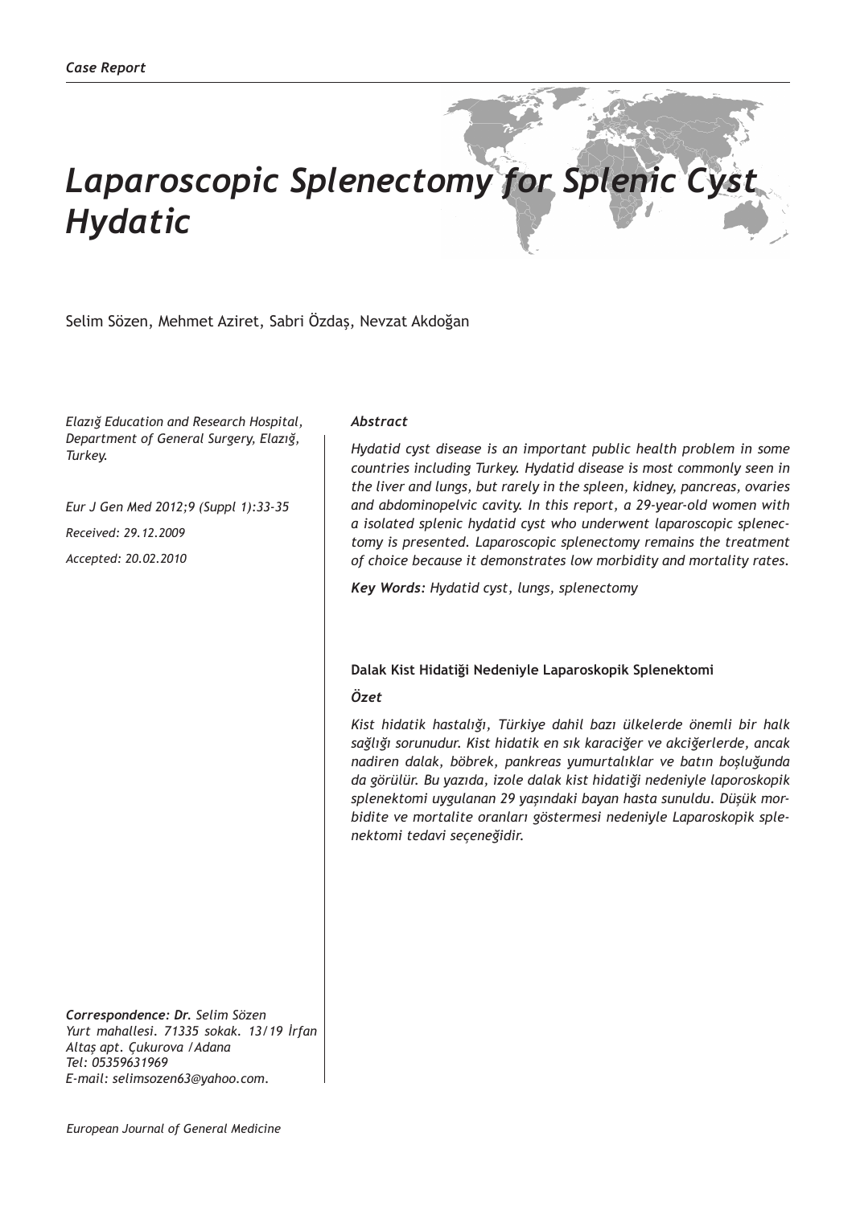*Case Report*

# *Laparoscopic Splenectomy for Splenic Cyst Hydatic*

Selim Sözen, Mehmet Aziret, Sabri Özdaş, Nevzat Akdoğan

*Elazığ Education and Research Hospital, Department of General Surgery, Elazığ, Turkey.*

*Eur J Gen Med 2012;9 (Suppl 1):33-35*

*Received: 29.12.2009*

*Accepted: 20.02.2010*

***Abstract***

*Hydatid cyst disease is an important public health problem in some countries including Turkey. Hydatid disease is most commonly seen in the liver and lungs, but rarely in the spleen, kidney, pancreas, ovaries and abdominopelvic cavity. In this report, a 29-year-old women with a isolated splenic hydatid cyst who underwent laparoscopic splenectomy is presented. Laparoscopic splenectomy remains the treatment of choice because it demonstrates low morbidity and mortality rates.*

***Key Words****: Hydatid cyst, lungs, splenectomy*

**Dalak Kist Hidatiği Nedeniyle Laparoskopik Splenektomi**

***Özet***

*Kist hidatik hastalığı, Türkiye dahil bazı ülkelerde önemli bir halk sağlığı sorunudur. Kist hidatik en sık karaciğer ve akciğerlerde, ancak nadiren dalak, böbrek, pankreas yumurtalıklar ve batın boşluğunda da görülür. Bu yazıda, izole dalak kist hidatiği nedeniyle laporoskopik splenektomi uygulanan 29 yaşındaki bayan hasta sunuldu. Düşük morbidite ve mortalite oranları göstermesi nedeniyle Laparoskopik splenektomi tedavi seçeneğidir.*

***Correspondence: Dr.*** *Selim Sözen*
*Yurt mahallesi. 71335 sokak. 13/19 İrfan Altaş apt. Çukurova /Adana*
*Tel: 05359631969*
*E-mail: selimsozen63@yahoo.com.*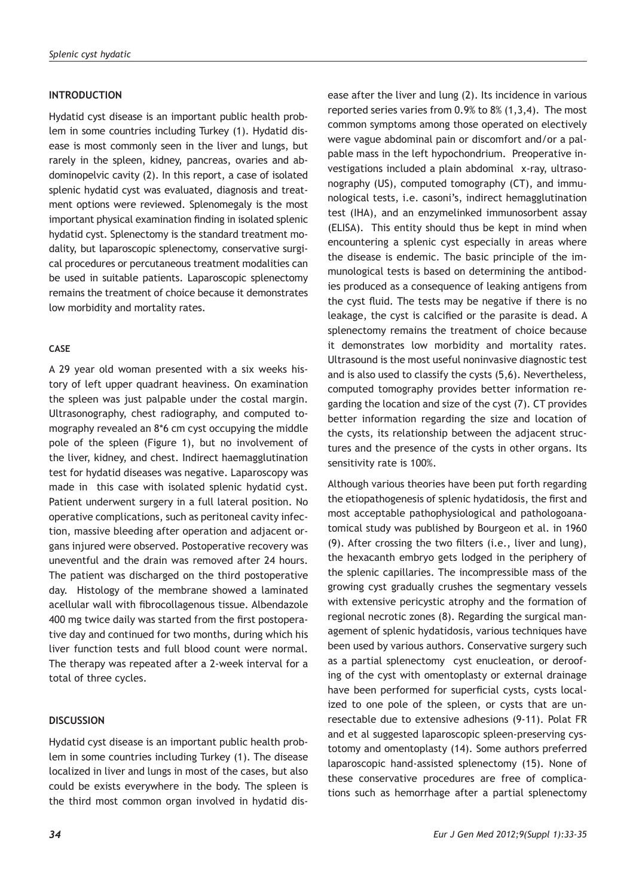## INTRODUCTION

Hydatid cyst disease is an important public health problem in some countries including Turkey (1). Hydatid disease is most commonly seen in the liver and lungs, but rarely in the spleen, kidney, pancreas, ovaries and abdominopelvic cavity (2). In this report, a case of isolated splenic hydatid cyst was evaluated, diagnosis and treatment options were reviewed. Splenomegaly is the most important physical examination finding in isolated splenic hydatid cyst. Splenectomy is the standard treatment modality, but laparoscopic splenectomy, conservative surgical procedures or percutaneous treatment modalities can be used in suitable patients. Laparoscopic splenectomy remains the treatment of choice because it demonstrates low morbidity and mortality rates.

## CASE

A 29 year old woman presented with a six weeks history of left upper quadrant heaviness. On examination the spleen was just palpable under the costal margin. Ultrasonography, chest radiography, and computed tomography revealed an 8*6 cm cyst occupying the middle pole of the spleen (Figure 1), but no involvement of the liver, kidney, and chest. Indirect haemagglutination test for hydatid diseases was negative. Laparoscopy was made in this case with isolated splenic hydatid cyst. Patient underwent surgery in a full lateral position. No operative complications, such as peritoneal cavity infection, massive bleeding after operation and adjacent organs injured were observed. Postoperative recovery was uneventful and the drain was removed after 24 hours. The patient was discharged on the third postoperative day. Histology of the membrane showed a laminated acellular wall with fibrocollagenous tissue. Albendazole 400 mg twice daily was started from the first postoperative day and continued for two months, during which his liver function tests and full blood count were normal. The therapy was repeated after a 2-week interval for a total of three cycles.

## DISCUSSION

Hydatid cyst disease is an important public health problem in some countries including Turkey (1). The disease localized in liver and lungs in most of the cases, but also could be exists everywhere in the body. The spleen is the third most common organ involved in hydatid disease after the liver and lung (2). Its incidence in various reported series varies from 0.9% to 8% (1,3,4). The most common symptoms among those operated on electively were vague abdominal pain or discomfort and/or a palpable mass in the left hypochondrium. Preoperative investigations included a plain abdominal x-ray, ultrasonography (US), computed tomography (CT), and immunological tests, i.e. casoni's, indirect hemagglutination test (IHA), and an enzymelinked immunosorbent assay (ELISA). This entity should thus be kept in mind when encountering a splenic cyst especially in areas where the disease is endemic. The basic principle of the immunological tests is based on determining the antibodies produced as a consequence of leaking antigens from the cyst fluid. The tests may be negative if there is no leakage, the cyst is calcified or the parasite is dead. A splenectomy remains the treatment of choice because it demonstrates low morbidity and mortality rates. Ultrasound is the most useful noninvasive diagnostic test and is also used to classify the cysts (5,6). Nevertheless, computed tomography provides better information regarding the location and size of the cyst (7). CT provides better information regarding the size and location of the cysts, its relationship between the adjacent structures and the presence of the cysts in other organs. Its sensitivity rate is 100%.

Although various theories have been put forth regarding the etiopathogenesis of splenic hydatidosis, the first and most acceptable pathophysiological and pathologoanatomical study was published by Bourgeon et al. in 1960 (9). After crossing the two filters (i.e., liver and lung), the hexacanth embryo gets lodged in the periphery of the splenic capillaries. The incompressible mass of the growing cyst gradually crushes the segmentary vessels with extensive pericystic atrophy and the formation of regional necrotic zones (8). Regarding the surgical management of splenic hydatidosis, various techniques have been used by various authors. Conservative surgery such as a partial splenectomy cyst enucleation, or deroofing of the cyst with omentoplasty or external drainage have been performed for superficial cysts, cysts localized to one pole of the spleen, or cysts that are unresectable due to extensive adhesions (9-11). Polat FR and et al suggested laparoscopic spleen-preserving cystotomy and omentoplasty (14). Some authors preferred laparoscopic hand-assisted splenectomy (15). None of these conservative procedures are free of complications such as hemorrhage after a partial splenectomy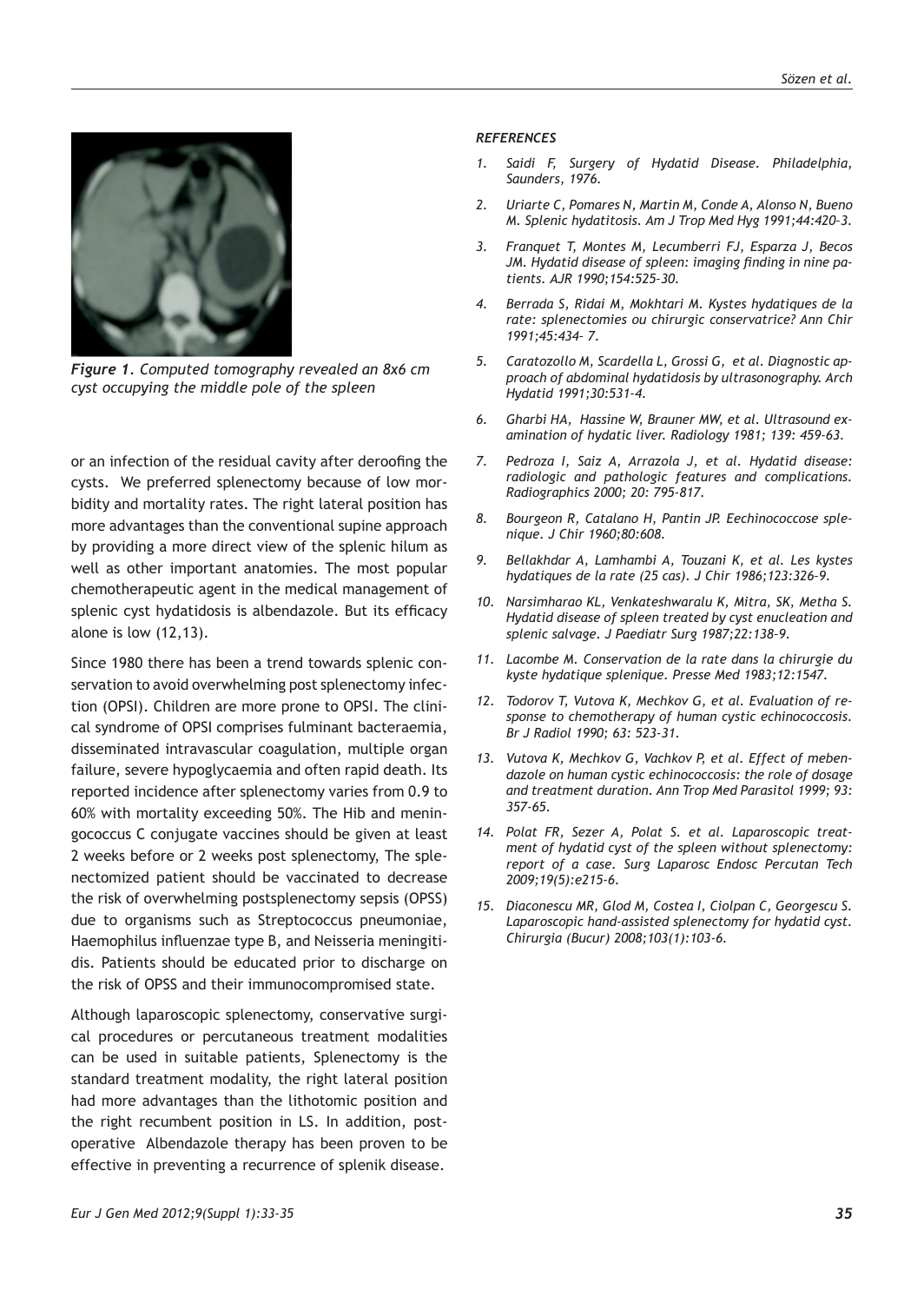*Figure 1. Computed tomography revealed an 8x6 cm cyst occupying the middle pole of the spleen*

or an infection of the residual cavity after deroofing the cysts. We preferred splenectomy because of low morbidity and mortality rates. The right lateral position has more advantages than the conventional supine approach by providing a more direct view of the splenic hilum as well as other important anatomies. The most popular chemotherapeutic agent in the medical management of splenic cyst hydatidosis is albendazole. But its efficacy alone is low (12,13).

Since 1980 there has been a trend towards splenic conservation to avoid overwhelming post splenectomy infection (OPSI). Children are more prone to OPSI. The clinical syndrome of OPSI comprises fulminant bacteraemia, disseminated intravascular coagulation, multiple organ failure, severe hypoglycaemia and often rapid death. Its reported incidence after splenectomy varies from 0.9 to 60% with mortality exceeding 50%. The Hib and meningococcus C conjugate vaccines should be given at least 2 weeks before or 2 weeks post splenectomy, The splenectomized patient should be vaccinated to decrease the risk of overwhelming postsplenectomy sepsis (OPSS) due to organisms such as Streptococcus pneumoniae, Haemophilus influenzae type B, and Neisseria meningitidis. Patients should be educated prior to discharge on the risk of OPSS and their immunocompromised state.

Although laparoscopic splenectomy, conservative surgical procedures or percutaneous treatment modalities can be used in suitable patients, Splenectomy is the standard treatment modality, the right lateral position had more advantages than the lithotomic position and the right recumbent position in LS. In addition, postoperative Albendazole therapy has been proven to be effective in preventing a recurrence of splenik disease.

### *REFERENCES*

1. *Saidi F, Surgery of Hydatid Disease. Philadelphia, Saunders, 1976.*
2. *Uriarte C, Pomares N, Martin M, Conde A, Alonso N, Bueno M. Splenic hydatitosis. Am J Trop Med Hyg 1991;44:420-3.*
3. *Franquet T, Montes M, Lecumberri FJ, Esparza J, Becos JM. Hydatid disease of spleen: imaging finding in nine patients. AJR 1990;154:525-30.*
4. *Berrada S, Ridai M, Mokhtari M. Kystes hydatiques de la rate: splenectomies ou chirurgic conservatrice? Ann Chir 1991;45:434- 7.*
5. *Caratozollo M, Scardella L, Grossi G, et al. Diagnostic approach of abdominal hydatidosis by ultrasonography. Arch Hydatid 1991;30:531-4.*
6. *Gharbi HA, Hassine W, Brauner MW, et al. Ultrasound examination of hydatic liver. Radiology 1981; 139: 459-63.*
7. *Pedroza I, Saiz A, Arrazola J, et al. Hydatid disease: radiologic and pathologic features and complications. Radiographics 2000; 20: 795-817.*
8. *Bourgeon R, Catalano H, Pantin JP. Eechinococcose splenique. J Chir 1960;80:608.*
9. *Bellakhdar A, Lamhambi A, Touzani K, et al. Les kystes hydatiques de la rate (25 cas). J Chir 1986;123:326-9.*
10. *Narsimharao KL, Venkateshwaralu K, Mitra, SK, Metha S. Hydatid disease of spleen treated by cyst enucleation and splenic salvage. J Paediatr Surg 1987;22:138-9.*
11. *Lacombe M. Conservation de la rate dans la chirurgie du kyste hydatique splenique. Presse Med 1983;12:1547.*
12. *Todorov T, Vutova K, Mechkov G, et al. Evaluation of response to chemotherapy of human cystic echinococcosis. Br J Radiol 1990; 63: 523-31.*
13. *Vutova K, Mechkov G, Vachkov P, et al. Effect of mebendazole on human cystic echinococcosis: the role of dosage and treatment duration. Ann Trop Med Parasitol 1999; 93: 357-65.*
14. *Polat FR, Sezer A, Polat S. et al. Laparoscopic treatment of hydatid cyst of the spleen without splenectomy: report of a case. Surg Laparosc Endosc Percutan Tech 2009;19(5):e215-6.*
15. *Diaconescu MR, Glod M, Costea I, Ciolpan C, Georgescu S. Laparoscopic hand-assisted splenectomy for hydatid cyst. Chirurgia (Bucur) 2008;103(1):103-6.*